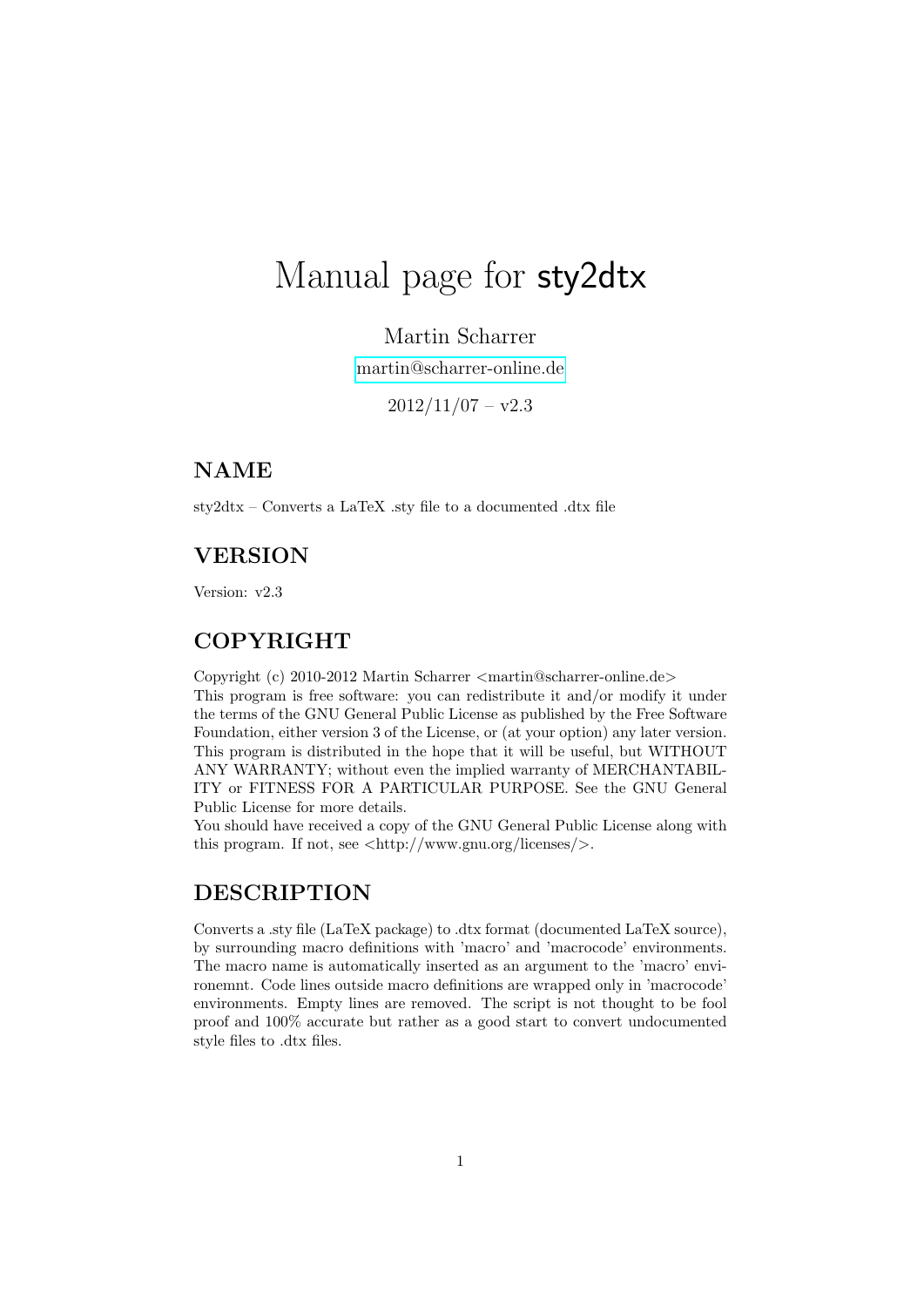# Manual page for sty2dtx

Martin Scharrer

martin@scharrer-online.de

2012/11/07 – v2.3

## NAME

sty2dtx – Converts a LaTeX .sty file to a documented .dtx file

## VERSION

Version: v2.3

## COPYRIGHT

Copyright (c) 2010-2012 Martin Scharrer <martin@scharrer-online.de>
This program is free software: you can redistribute it and/or modify it under the terms of the GNU General Public License as published by the Free Software Foundation, either version 3 of the License, or (at your option) any later version.
This program is distributed in the hope that it will be useful, but WITHOUT ANY WARRANTY; without even the implied warranty of MERCHANTABILITY or FITNESS FOR A PARTICULAR PURPOSE. See the GNU General Public License for more details.
You should have received a copy of the GNU General Public License along with this program. If not, see <http://www.gnu.org/licenses/>.

## DESCRIPTION

Converts a .sty file (LaTeX package) to .dtx format (documented LaTeX source), by surrounding macro definitions with 'macro' and 'macrocode' environments. The macro name is automatically inserted as an argument to the 'macro' environemnt. Code lines outside macro definitions are wrapped only in 'macrocode' environments. Empty lines are removed. The script is not thought to be fool proof and 100% accurate but rather as a good start to convert undocumented style files to .dtx files.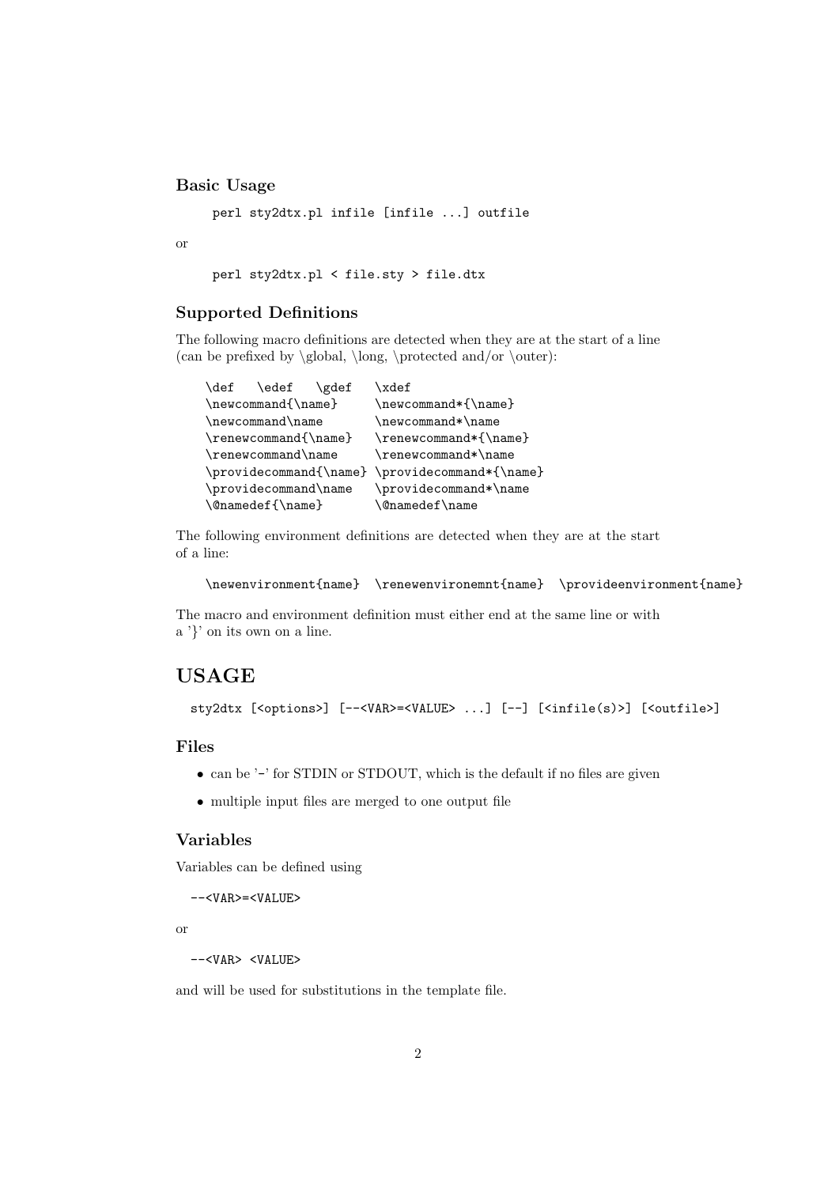### Basic Usage

```
perl sty2dtx.pl infile [infile ...] outfile
```

or

```
perl sty2dtx.pl < file.sty > file.dtx
```

### Supported Definitions

The following macro definitions are detected when they are at the start of a line (can be prefixed by \global, \long, \protected and/or \outer):

```
\def   \edef   \gdef   \xdef
\newcommand{\name}     \newcommand*{\name}
\newcommand\name       \newcommand*\name
\renewcommand{\name}   \renewcommand*{\name}
\renewcommand\name     \renewcommand*\name
\providecommand{\name} \providecommand*{\name}
\providecommand\name   \providecommand*\name
\@namedef{\name}       \@namedef\name
```

The following environment definitions are detected when they are at the start of a line:

```
\newenvironment{name}  \renewenvironemnt{name}  \provideenvironment{name}
```

The macro and environment definition must either end at the same line or with a '}' on its own on a line.

## USAGE

```
sty2dtx [<options>] [--<VAR>=<VALUE> ...] [--] [<infile(s)>] [<outfile>]
```

### Files

- can be '-' for STDIN or STDOUT, which is the default if no files are given
- multiple input files are merged to one output file

### Variables

Variables can be defined using

```
--<VAR>=<VALUE>
```

or

```
--<VAR> <VALUE>
```

and will be used for substitutions in the template file.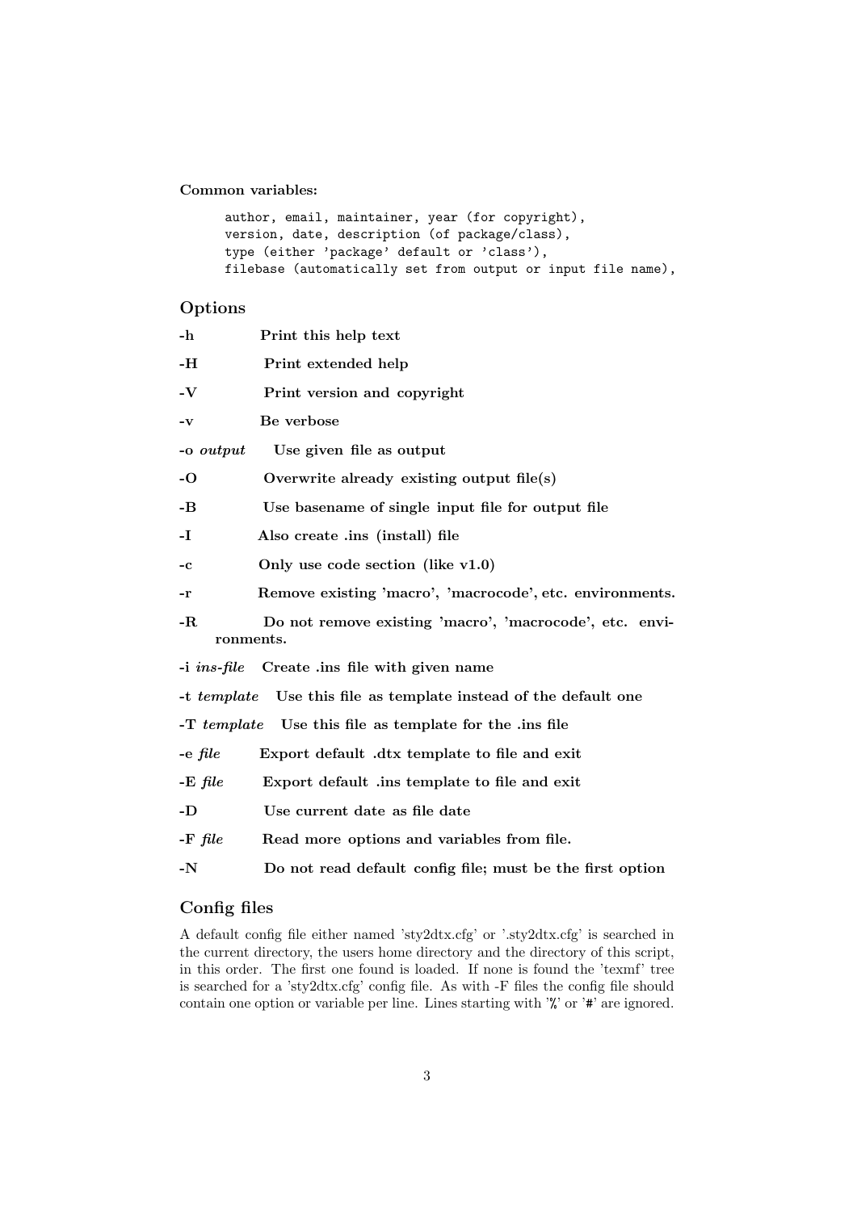**Common variables:**

```
author, email, maintainer, year (for copyright),
version, date, description (of package/class),
type (either 'package' default or 'class'),
filebase (automatically set from output or input file name),
```

## Options

**-h** Print this help text

**-H** Print extended help

**-V** Print version and copyright

**-v** Be verbose

**-o *output*** Use given file as output

**-O** Overwrite already existing output file(s)

**-B** Use basename of single input file for output file

**-I** Also create .ins (install) file

**-c** Only use code section (like v1.0)

**-r** Remove existing 'macro', 'macrocode', etc. environments.

**-R** Do not remove existing 'macro', 'macrocode', etc. environments.

**-i *ins-file*** Create .ins file with given name

**-t *template*** Use this file as template instead of the default one

**-T *template*** Use this file as template for the .ins file

**-e *file*** Export default .dtx template to file and exit

**-E *file*** Export default .ins template to file and exit

**-D** Use current date as file date

**-F *file*** Read more options and variables from file.

**-N** Do not read default config file; must be the first option

## Config files

A default config file either named 'sty2dtx.cfg' or '.sty2dtx.cfg' is searched in the current directory, the users home directory and the directory of this script, in this order. The first one found is loaded. If none is found the 'texmf' tree is searched for a 'sty2dtx.cfg' config file. As with -F files the config file should contain one option or variable per line. Lines starting with '%' or '#' are ignored.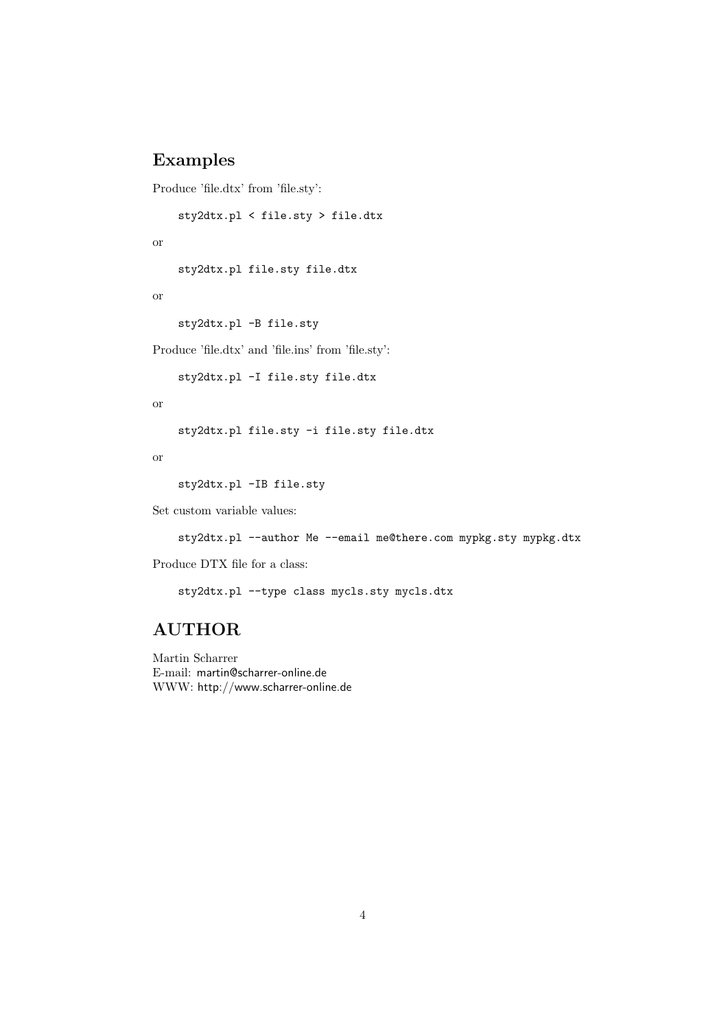## Examples

Produce 'file.dtx' from 'file.sty':

```
sty2dtx.pl < file.sty > file.dtx
```

or

```
sty2dtx.pl file.sty file.dtx
```

or

```
sty2dtx.pl -B file.sty
```

Produce 'file.dtx' and 'file.ins' from 'file.sty':

```
sty2dtx.pl -I file.sty file.dtx
```

or

```
sty2dtx.pl file.sty -i file.sty file.dtx
```

or

```
sty2dtx.pl -IB file.sty
```

Set custom variable values:

```
sty2dtx.pl --author Me --email me@there.com mypkg.sty mypkg.dtx
```

Produce DTX file for a class:

```
sty2dtx.pl --type class mycls.sty mycls.dtx
```

# AUTHOR

Martin Scharrer
E-mail: martin@scharrer-online.de
WWW: http://www.scharrer-online.de